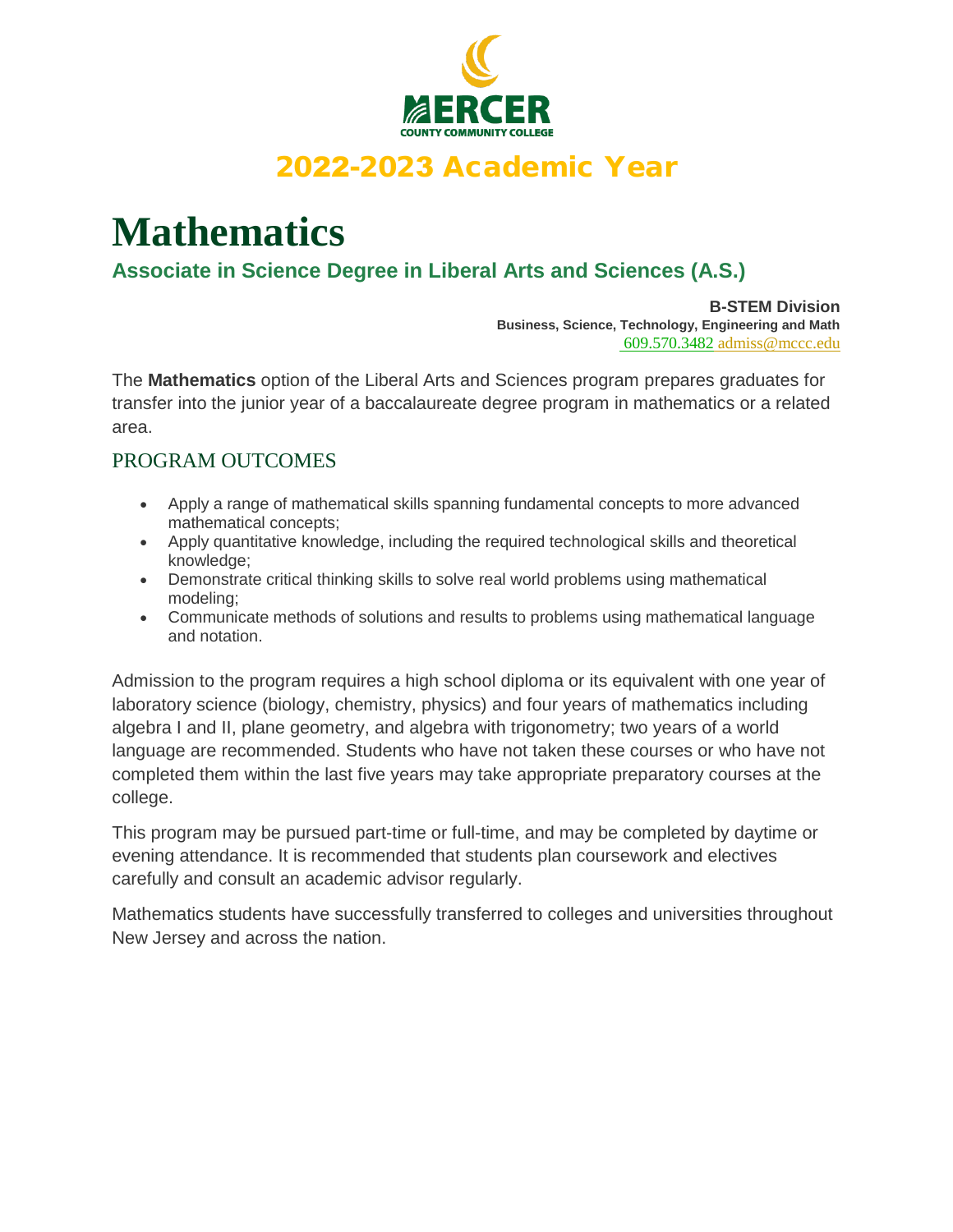MERCER COUNTY COMMUNITY COLLEGE

## 2022-2023 Academic Year

# Mathematics

### Associate in Science Degree in Liberal Arts and Sciences (A.S.)

**B-STEM Division**
**Business, Science, Technology, Engineering and Math**
609.570.3482 admiss@mccc.edu

The **Mathematics** option of the Liberal Arts and Sciences program prepares graduates for transfer into the junior year of a baccalaureate degree program in mathematics or a related area.

## PROGRAM OUTCOMES

- Apply a range of mathematical skills spanning fundamental concepts to more advanced mathematical concepts;
- Apply quantitative knowledge, including the required technological skills and theoretical knowledge;
- Demonstrate critical thinking skills to solve real world problems using mathematical modeling;
- Communicate methods of solutions and results to problems using mathematical language and notation.

Admission to the program requires a high school diploma or its equivalent with one year of laboratory science (biology, chemistry, physics) and four years of mathematics including algebra I and II, plane geometry, and algebra with trigonometry; two years of a world language are recommended. Students who have not taken these courses or who have not completed them within the last five years may take appropriate preparatory courses at the college.

This program may be pursued part-time or full-time, and may be completed by daytime or evening attendance. It is recommended that students plan coursework and electives carefully and consult an academic advisor regularly.

Mathematics students have successfully transferred to colleges and universities throughout New Jersey and across the nation.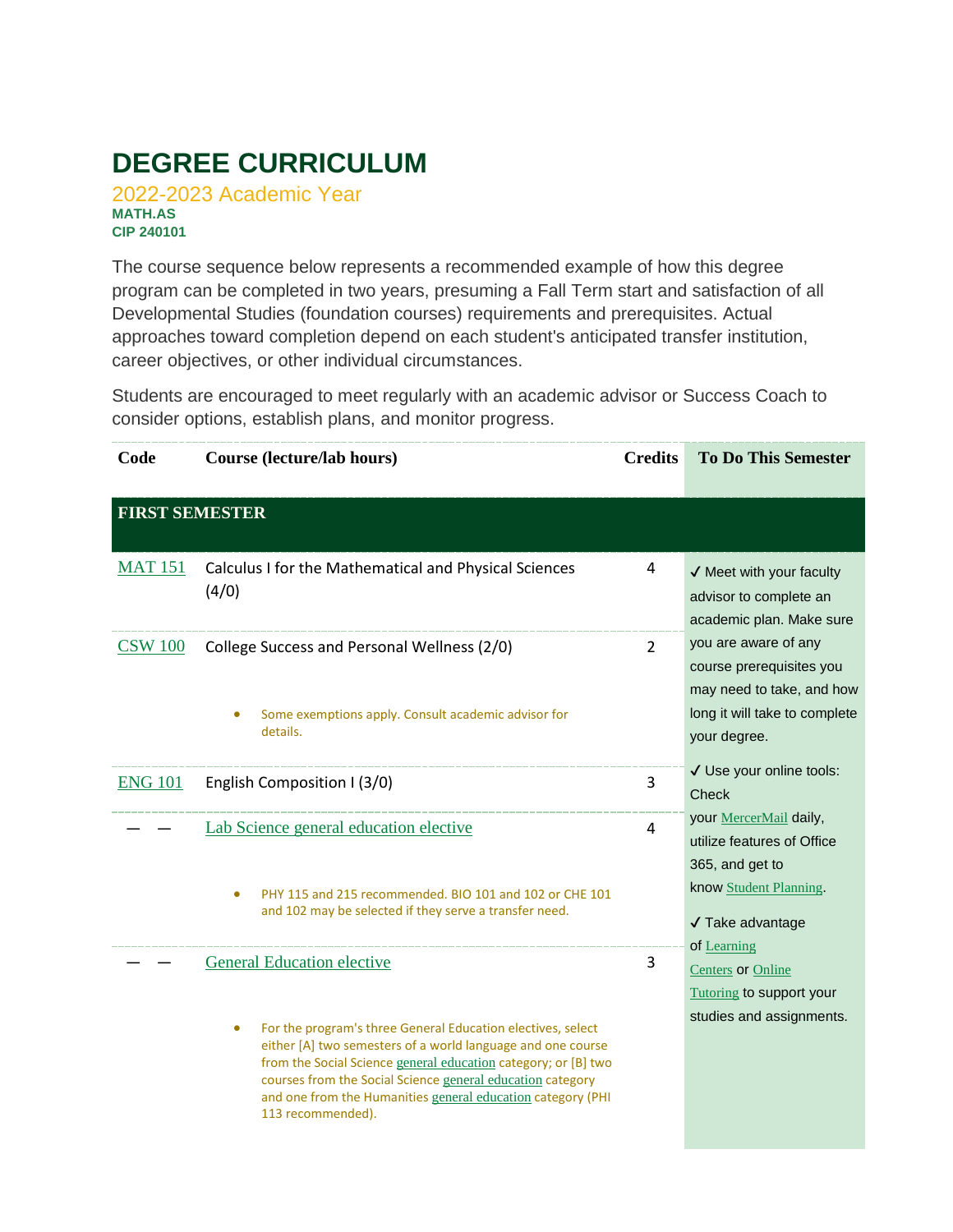# DEGREE CURRICULUM

2022-2023 Academic Year

**MATH.AS**

**CIP 240101**

The course sequence below represents a recommended example of how this degree program can be completed in two years, presuming a Fall Term start and satisfaction of all Developmental Studies (foundation courses) requirements and prerequisites. Actual approaches toward completion depend on each student's anticipated transfer institution, career objectives, or other individual circumstances.

Students are encouraged to meet regularly with an academic advisor or Success Coach to consider options, establish plans, and monitor progress.

| Code | Course (lecture/lab hours) | Credits | To Do This Semester |
|---|---|---|---|
| **FIRST SEMESTER** | | | |
| MAT 151 | Calculus I for the Mathematical and Physical Sciences (4/0) | 4 | ✓ Meet with your faculty advisor to complete an academic plan. Make sure you are aware of any course prerequisites you may need to take, and how long it will take to complete your degree. ✓ Use your online tools: Check your MercerMail daily, utilize features of Office 365, and get to know Student Planning. ✓ Take advantage of Learning Centers or Online Tutoring to support your studies and assignments. |
| CSW 100 | College Success and Personal Wellness (2/0)<br>• Some exemptions apply. Consult academic advisor for details. | 2 | |
| ENG 101 | English Composition I (3/0) | 3 | |
| — — | Lab Science general education elective<br>• PHY 115 and 215 recommended. BIO 101 and 102 or CHE 101 and 102 may be selected if they serve a transfer need. | 4 | |
| — — | General Education elective<br>• For the program's three General Education electives, select either [A] two semesters of a world language and one course from the Social Science general education category; or [B] two courses from the Social Science general education category and one from the Humanities general education category (PHI 113 recommended). | 3 | |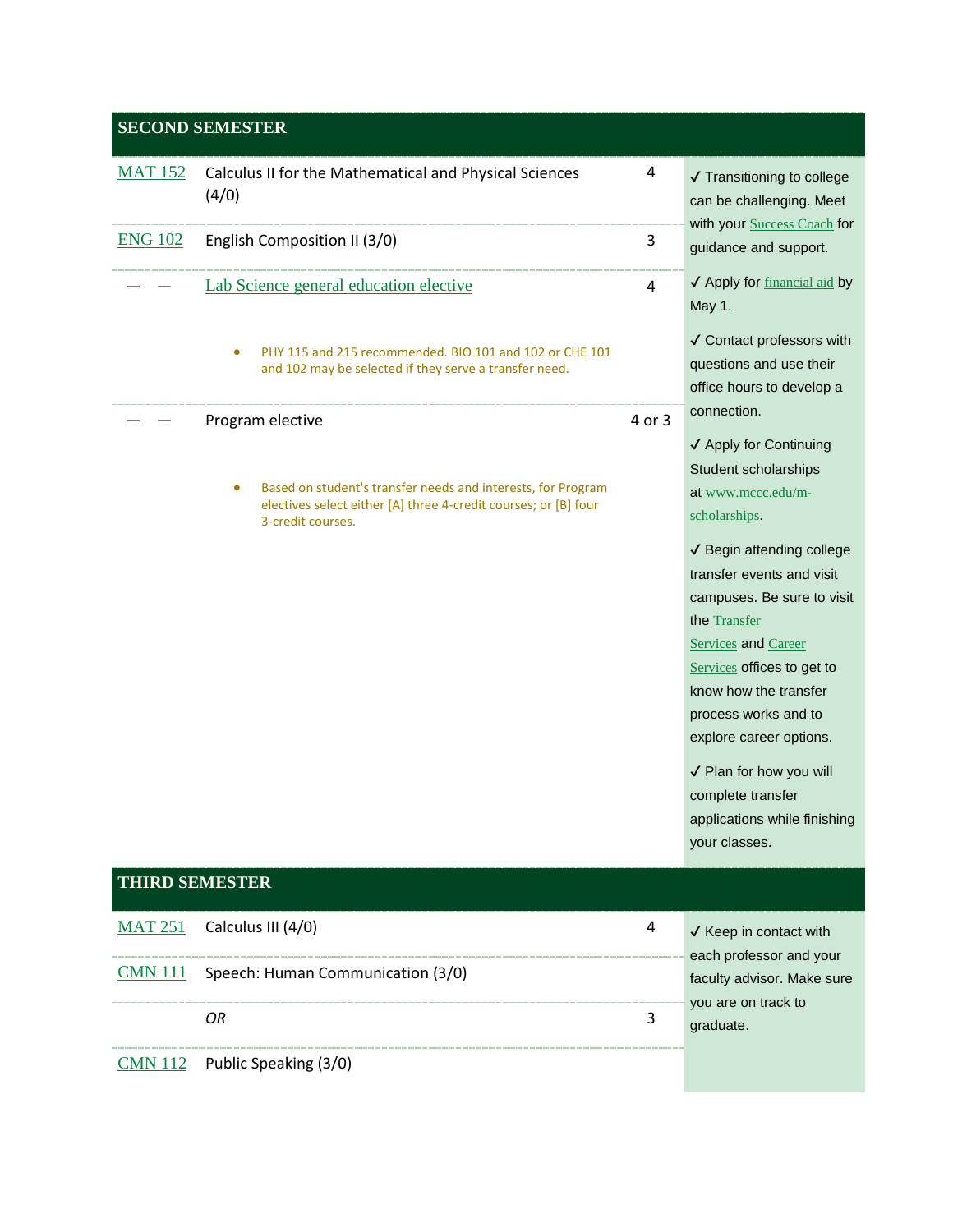## SECOND SEMESTER

| Course | Title | Credits |
|---|---|---|
| MAT 152 | Calculus II for the Mathematical and Physical Sciences (4/0) | 4 |
| ENG 102 | English Composition II (3/0) | 3 |
| — — | Lab Science general education elective<br>• PHY 115 and 215 recommended. BIO 101 and 102 or CHE 101 and 102 may be selected if they serve a transfer need. | 4 |
| — — | Program elective<br>• Based on student's transfer needs and interests, for Program electives select either [A] three 4-credit courses; or [B] four 3-credit courses. | 4 or 3 |

✓ Transitioning to college can be challenging. Meet with your Success Coach for guidance and support.

✓ Apply for financial aid by May 1.

✓ Contact professors with questions and use their office hours to develop a connection.

✓ Apply for Continuing Student scholarships at www.mccc.edu/m-scholarships.

✓ Begin attending college transfer events and visit campuses. Be sure to visit the Transfer Services and Career Services offices to get to know how the transfer process works and to explore career options.

✓ Plan for how you will complete transfer applications while finishing your classes.

## THIRD SEMESTER

| Course | Title | Credits |
|---|---|---|
| MAT 251 | Calculus III (4/0) | 4 |
| CMN 111 | Speech: Human Communication (3/0) | |
| | *OR* | 3 |
| CMN 112 | Public Speaking (3/0) | |

✓ Keep in contact with each professor and your faculty advisor. Make sure you are on track to graduate.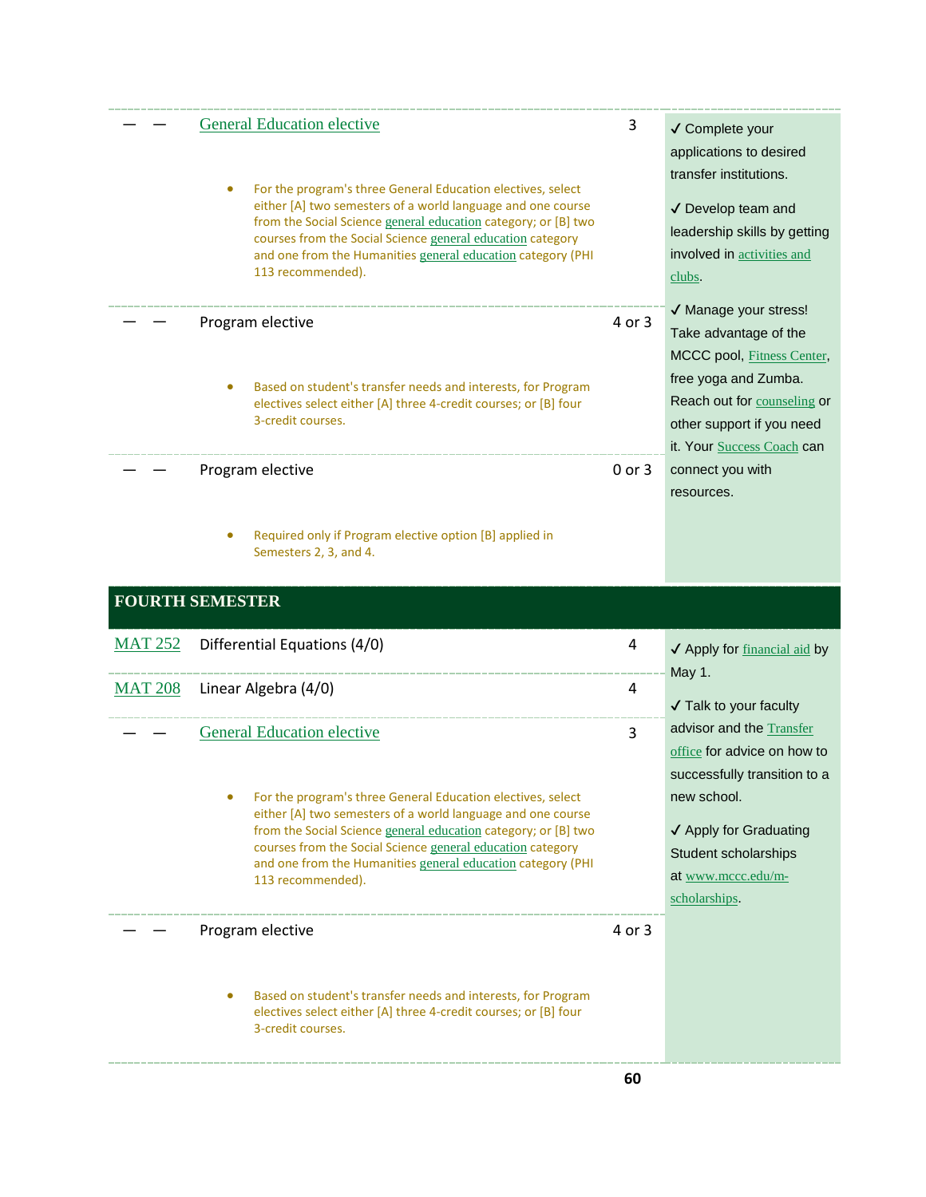| | | | |
|---|---|---|---|
| — — | General Education elective<br><br>• For the program's three General Education electives, select either [A] two semesters of a world language and one course from the Social Science general education category; or [B] two courses from the Social Science general education category and one from the Humanities general education category (PHI 113 recommended). | 3 | ✓ Complete your applications to desired transfer institutions.<br><br>✓ Develop team and leadership skills by getting involved in activities and clubs.<br><br>✓ Manage your stress! Take advantage of the MCCC pool, Fitness Center, free yoga and Zumba. Reach out for counseling or other support if you need it. Your Success Coach can connect you with resources. |
| — — | Program elective<br><br>• Based on student's transfer needs and interests, for Program electives select either [A] three 4-credit courses; or [B] four 3-credit courses. | 4 or 3 | |
| — — | Program elective<br><br>• Required only if Program elective option [B] applied in Semesters 2, 3, and 4. | 0 or 3 | |

## FOURTH SEMESTER

| | | | |
|---|---|---|---|
| MAT 252 | Differential Equations (4/0) | 4 | ✓ Apply for financial aid by May 1.<br><br>✓ Talk to your faculty advisor and the Transfer office for advice on how to successfully transition to a new school.<br><br>✓ Apply for Graduating Student scholarships at www.mccc.edu/m-scholarships. |
| MAT 208 | Linear Algebra (4/0) | 4 | |
| — — | General Education elective<br><br>• For the program's three General Education electives, select either [A] two semesters of a world language and one course from the Social Science general education category; or [B] two courses from the Social Science general education category and one from the Humanities general education category (PHI 113 recommended). | 3 | |
| — — | Program elective<br><br>• Based on student's transfer needs and interests, for Program electives select either [A] three 4-credit courses; or [B] four 3-credit courses. | 4 or 3 | |